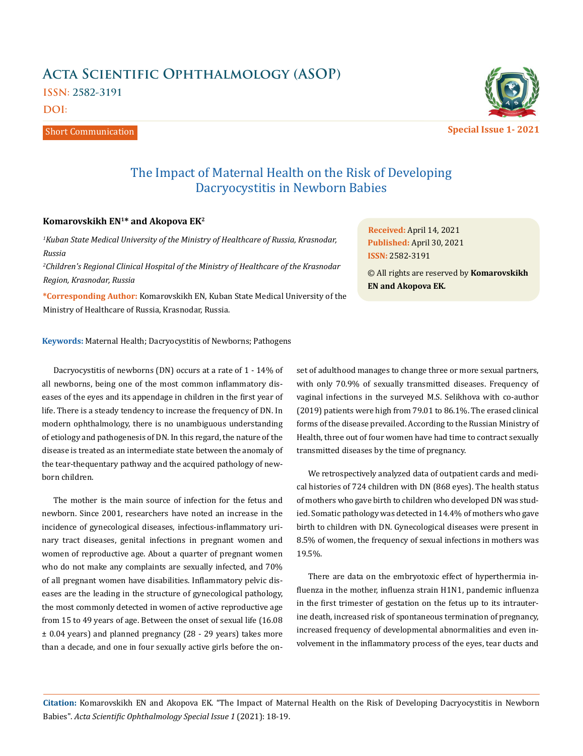# The Impact of Maternal Health on the Risk of Developing Dacryocystitis in Newborn Babies

**Short Communication**

**Komarovskikh EN[1]* and Akopova EK[2]**

*[1]Kuban State Medical University of the Ministry of Healthcare of Russia, Krasnodar, Russia*

*[2]Children's Regional Clinical Hospital of the Ministry of Healthcare of the Krasnodar Region, Krasnodar, Russia*

**\*Corresponding Author:** Komarovskikh EN, Kuban State Medical University of the Ministry of Healthcare of Russia, Krasnodar, Russia.

**Received:** April 14, 2021
**Published:** April 30, 2021
**ISSN:** 2582-3191

© All rights are reserved by **Komarovskikh EN and Akopova EK.**

**Keywords:** Maternal Health; Dacryocystitis of Newborns; Pathogens

Dacryocystitis of newborns (DN) occurs at a rate of 1 - 14% of all newborns, being one of the most common inflammatory diseases of the eyes and its appendage in children in the first year of life. There is a steady tendency to increase the frequency of DN. In modern ophthalmology, there is no unambiguous understanding of etiology and pathogenesis of DN. In this regard, the nature of the disease is treated as an intermediate state between the anomaly of the tear-thequentary pathway and the acquired pathology of newborn children.

The mother is the main source of infection for the fetus and newborn. Since 2001, researchers have noted an increase in the incidence of gynecological diseases, infectious-inflammatory urinary tract diseases, genital infections in pregnant women and women of reproductive age. About a quarter of pregnant women who do not make any complaints are sexually infected, and 70% of all pregnant women have disabilities. Inflammatory pelvic diseases are the leading in the structure of gynecological pathology, the most commonly detected in women of active reproductive age from 15 to 49 years of age. Between the onset of sexual life (16.08 ± 0.04 years) and planned pregnancy (28 - 29 years) takes more than a decade, and one in four sexually active girls before the onset of adulthood manages to change three or more sexual partners, with only 70.9% of sexually transmitted diseases. Frequency of vaginal infections in the surveyed M.S. Selikhova with co-author (2019) patients were high from 79.01 to 86.1%. The erased clinical forms of the disease prevailed. According to the Russian Ministry of Health, three out of four women have had time to contract sexually transmitted diseases by the time of pregnancy.

We retrospectively analyzed data of outpatient cards and medical histories of 724 children with DN (868 eyes). The health status of mothers who gave birth to children who developed DN was studied. Somatic pathology was detected in 14.4% of mothers who gave birth to children with DN. Gynecological diseases were present in 8.5% of women, the frequency of sexual infections in mothers was 19.5%.

There are data on the embryotoxic effect of hyperthermia influenza in the mother, influenza strain H1N1, pandemic influenza in the first trimester of gestation on the fetus up to its intrauterine death, increased risk of spontaneous termination of pregnancy, increased frequency of developmental abnormalities and even involvement in the inflammatory process of the eyes, tear ducts and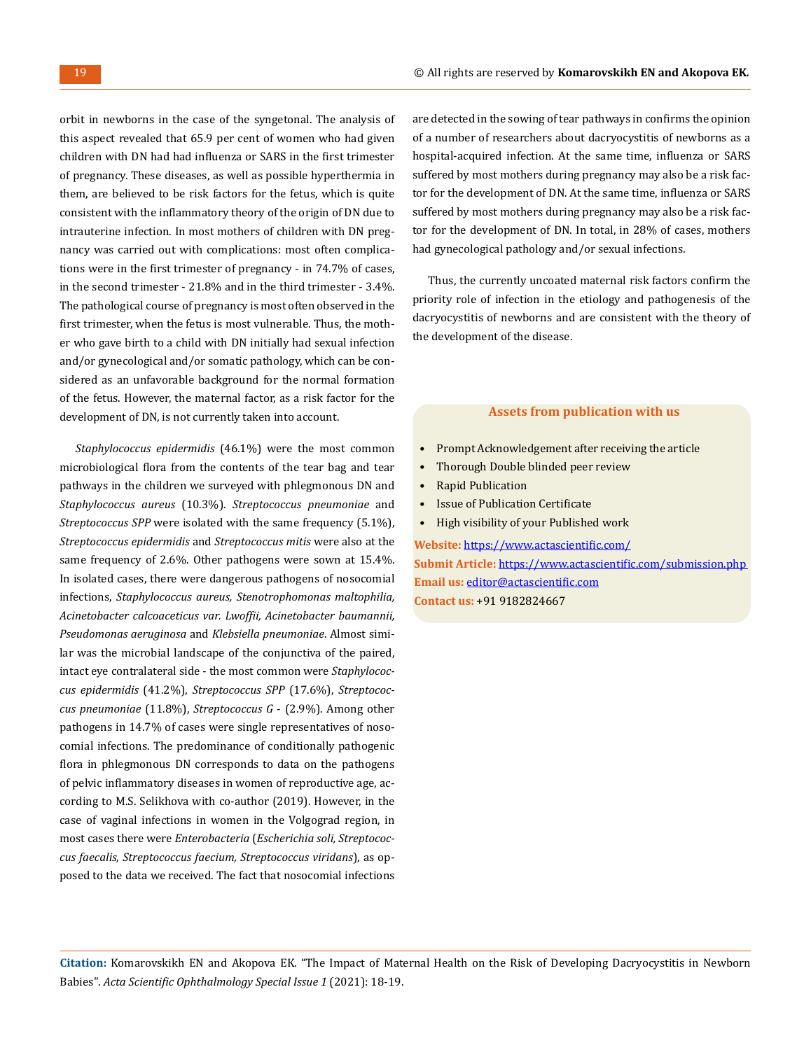orbit in newborns in the case of the syngetonal. The analysis of this aspect revealed that 65.9 per cent of women who had given children with DN had had influenza or SARS in the first trimester of pregnancy. These diseases, as well as possible hyperthermia in them, are believed to be risk factors for the fetus, which is quite consistent with the inflammatory theory of the origin of DN due to intrauterine infection. In most mothers of children with DN pregnancy was carried out with complications: most often complications were in the first trimester of pregnancy - in 74.7% of cases, in the second trimester - 21.8% and in the third trimester - 3.4%. The pathological course of pregnancy is most often observed in the first trimester, when the fetus is most vulnerable. Thus, the mother who gave birth to a child with DN initially had sexual infection and/or gynecological and/or somatic pathology, which can be considered as an unfavorable background for the normal formation of the fetus. However, the maternal factor, as a risk factor for the development of DN, is not currently taken into account.

*Staphylococcus epidermidis* (46.1%) were the most common microbiological flora from the contents of the tear bag and tear pathways in the children we surveyed with phlegmonous DN and *Staphylococcus aureus* (10.3%). *Streptococcus pneumoniae* and *Streptococcus SPP* were isolated with the same frequency (5.1%), *Streptococcus epidermidis* and *Streptococcus mitis* were also at the same frequency of 2.6%. Other pathogens were sown at 15.4%. In isolated cases, there were dangerous pathogens of nosocomial infections, *Staphylococcus aureus, Stenotrophomonas maltophilia, Acinetobacter calcoaceticus var. Lwoffii, Acinetobacter baumannii, Pseudomonas aeruginosa* and *Klebsiella pneumoniae*. Almost similar was the microbial landscape of the conjunctiva of the paired, intact eye contralateral side - the most common were *Staphylococcus epidermidis* (41.2%), *Streptococcus SPP* (17.6%), *Streptococcus pneumoniae* (11.8%), *Streptococcus G* - (2.9%). Among other pathogens in 14.7% of cases were single representatives of nosocomial infections. The predominance of conditionally pathogenic flora in phlegmonous DN corresponds to data on the pathogens of pelvic inflammatory diseases in women of reproductive age, according to M.S. Selikhova with co-author (2019). However, in the case of vaginal infections in women in the Volgograd region, in most cases there were *Enterobacteria* (*Escherichia soli, Streptococcus faecalis, Streptococcus faecium, Streptococcus viridans*), as opposed to the data we received. The fact that nosocomial infections are detected in the sowing of tear pathways in confirms the opinion of a number of researchers about dacryocystitis of newborns as a hospital-acquired infection. At the same time, influenza or SARS suffered by most mothers during pregnancy may also be a risk factor for the development of DN. At the same time, influenza or SARS suffered by most mothers during pregnancy may also be a risk factor for the development of DN. In total, in 28% of cases, mothers had gynecological pathology and/or sexual infections.

Thus, the currently uncoated maternal risk factors confirm the priority role of infection in the etiology and pathogenesis of the dacryocystitis of newborns and are consistent with the theory of the development of the disease.

**Assets from publication with us**

- Prompt Acknowledgement after receiving the article
- Thorough Double blinded peer review
- Rapid Publication
- Issue of Publication Certificate
- High visibility of your Published work

**Website:** https://www.actascientific.com/
**Submit Article:** https://www.actascientific.com/submission.php
**Email us:** editor@actascientific.com
**Contact us:** +91 9182824667

**Citation:** Komarovskikh EN and Akopova EK. "The Impact of Maternal Health on the Risk of Developing Dacryocystitis in Newborn Babies". *Acta Scientific Ophthalmology Special Issue 1* (2021): 18-19.